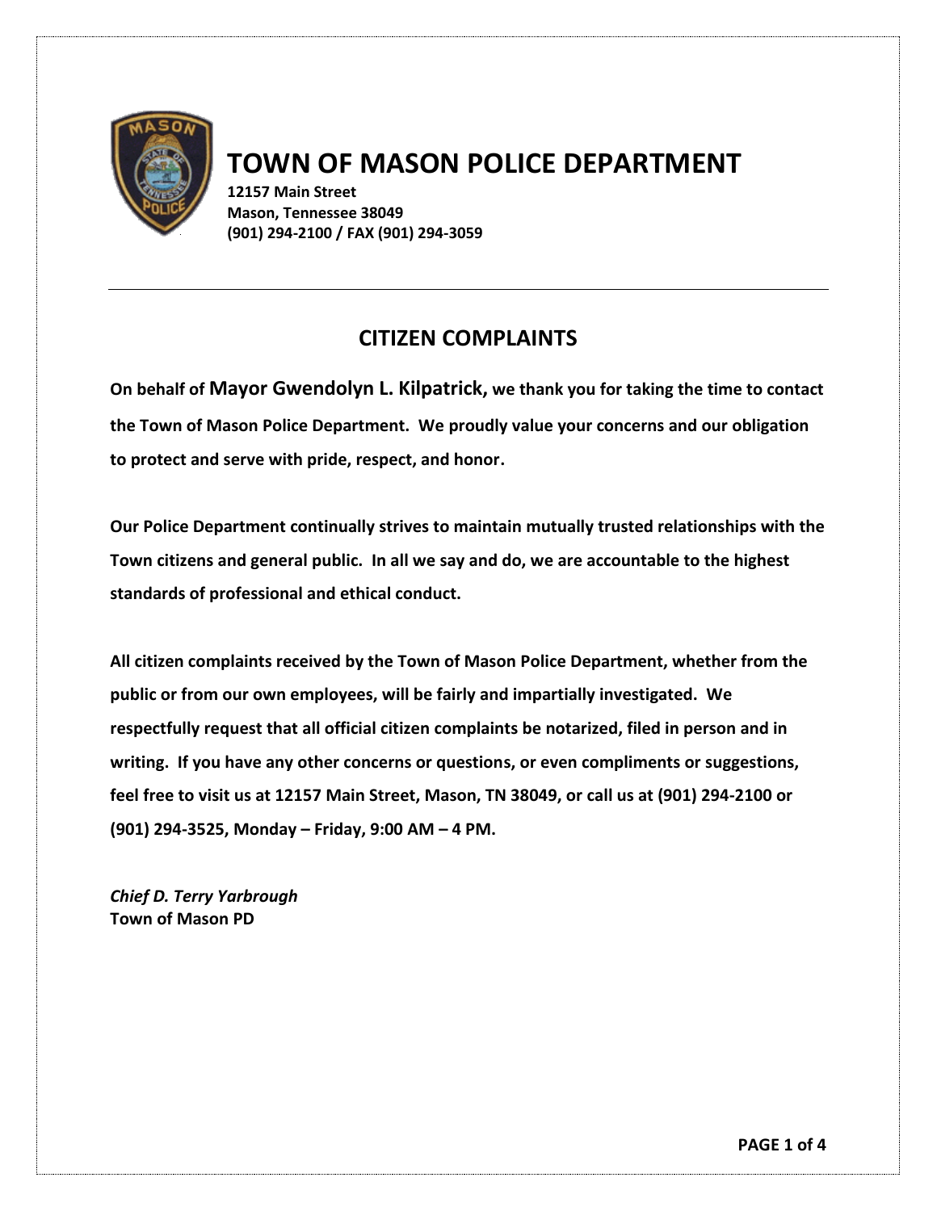# TOWN OF MASON POLICE DEPARTMENT

**12157 Main Street**
**Mason, Tennessee 38049**
**(901) 294-2100 / FAX (901) 294-3059**

---

## CITIZEN COMPLAINTS

**On behalf of Mayor Gwendolyn L. Kilpatrick, we thank you for taking the time to contact the Town of Mason Police Department. We proudly value your concerns and our obligation to protect and serve with pride, respect, and honor.**

**Our Police Department continually strives to maintain mutually trusted relationships with the Town citizens and general public. In all we say and do, we are accountable to the highest standards of professional and ethical conduct.**

**All citizen complaints received by the Town of Mason Police Department, whether from the public or from our own employees, will be fairly and impartially investigated. We respectfully request that all official citizen complaints be notarized, filed in person and in writing. If you have any other concerns or questions, or even compliments or suggestions, feel free to visit us at 12157 Main Street, Mason, TN 38049, or call us at (901) 294-2100 or (901) 294-3525, Monday – Friday, 9:00 AM – 4 PM.**

*Chief D. Terry Yarbrough*
**Town of Mason PD**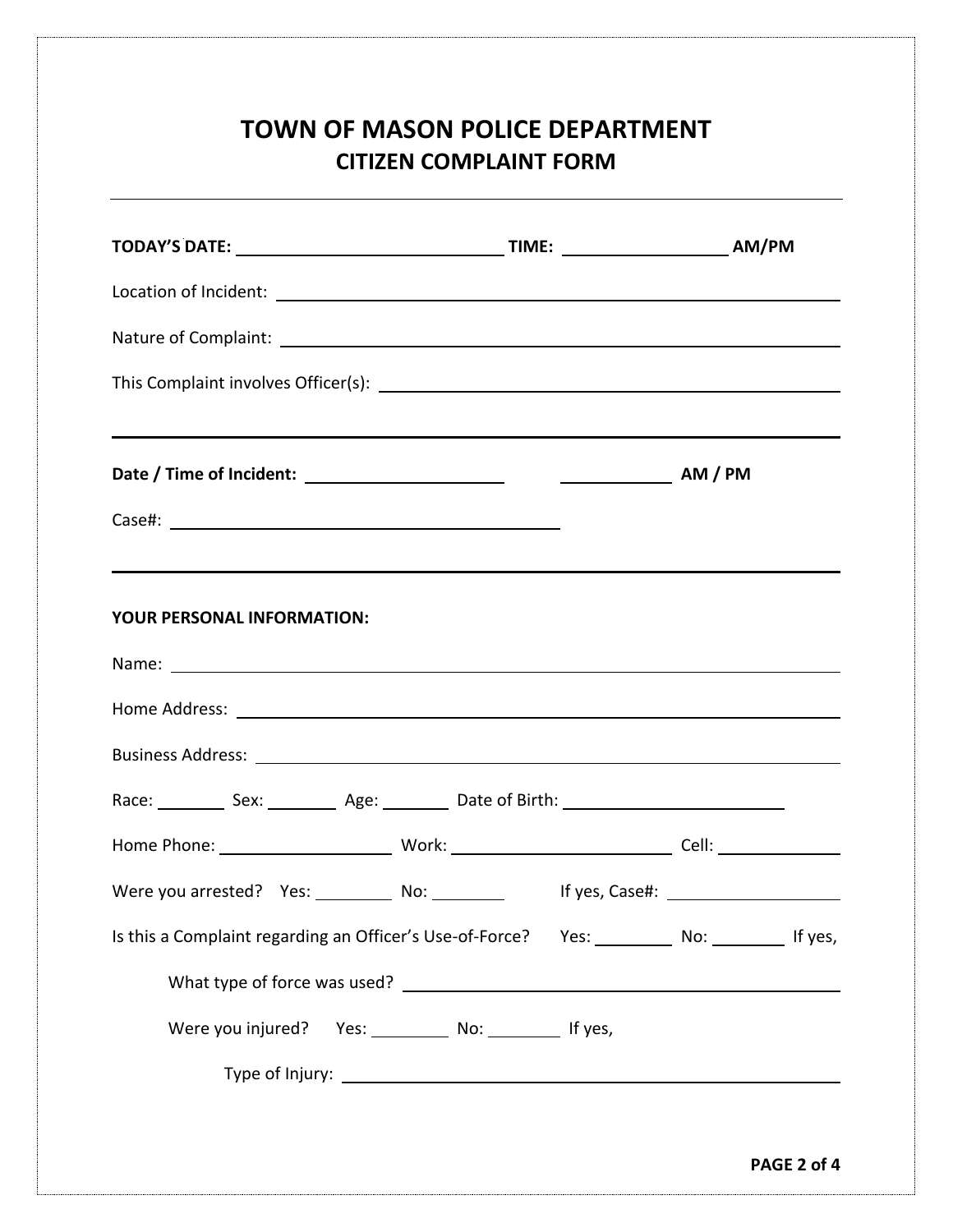# TOWN OF MASON POLICE DEPARTMENT
## CITIZEN COMPLAINT FORM

---

**TODAY'S DATE:** ____________________ **TIME:** ____________ **AM/PM**

Location of Incident: ____________________

Nature of Complaint: ____________________

This Complaint involves Officer(s): ____________________

---

**Date / Time of Incident:** ____________________ ____________ **AM / PM**

Case#: ____________________

---

**YOUR PERSONAL INFORMATION:**

Name: ____________________

Home Address: ____________________

Business Address: ____________________

Race: ________ Sex: ________ Age: ________ Date of Birth: ____________________

Home Phone: ____________ Work: ____________ Cell: ____________

Were you arrested? Yes: ________ No: ________ If yes, Case#: ____________

Is this a Complaint regarding an Officer's Use-of-Force? Yes: ________ No: ________ If yes,

What type of force was used? ____________________

Were you injured? Yes: ________ No: ________ If yes,

Type of Injury: ____________________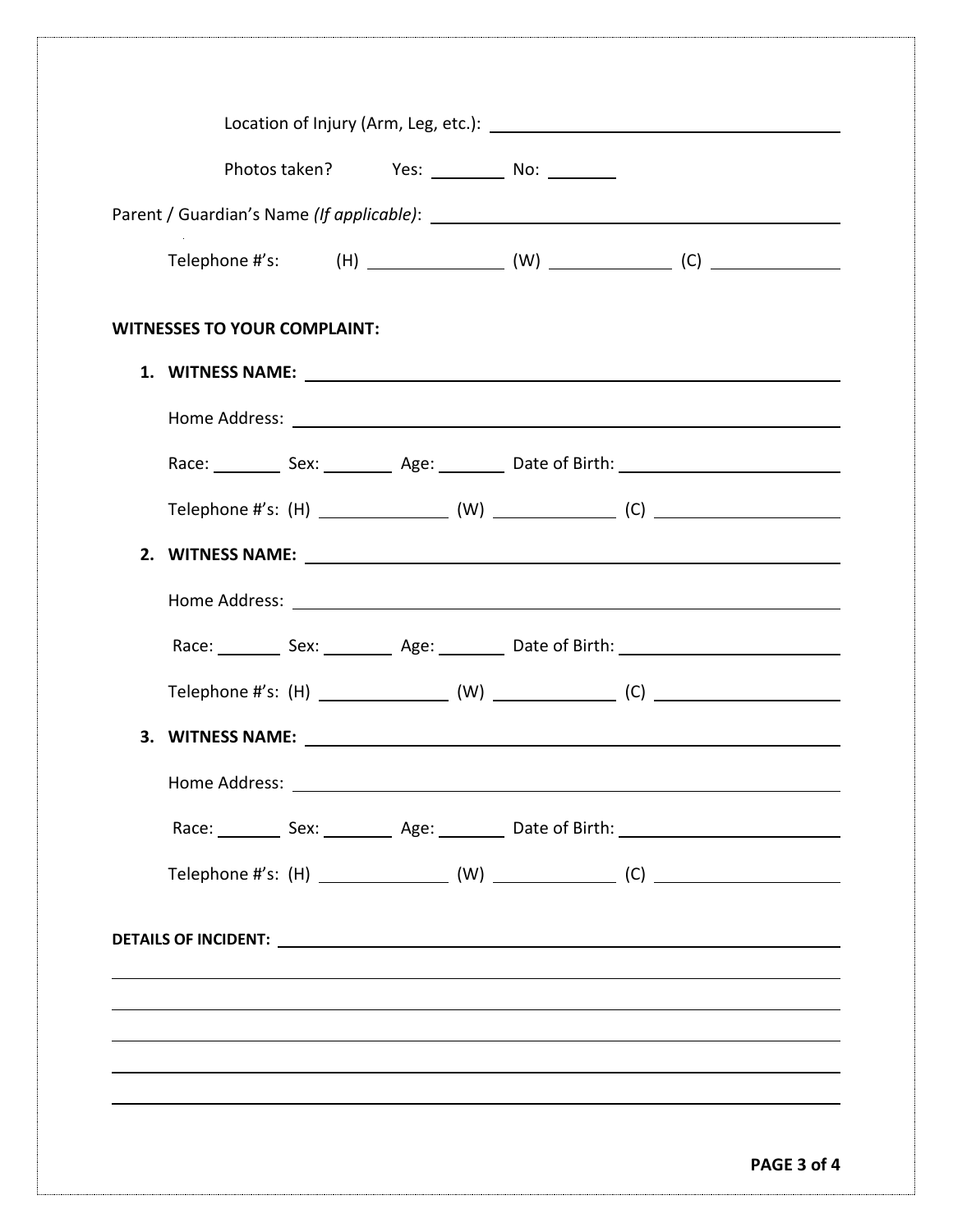Location of Injury (Arm, Leg, etc.): ______________________________

Photos taken? Yes: ________ No: ________

Parent / Guardian's Name *(If applicable)*: ______________________________

Telephone #'s: (H) ____________ (W) ____________ (C) ____________

**WITNESSES TO YOUR COMPLAINT:**

1. **WITNESS NAME:** ______________________________

   Home Address: ______________________________

   Race: ________ Sex: ________ Age: ________ Date of Birth: ____________

   Telephone #'s: (H) ____________ (W) ____________ (C) ____________

2. **WITNESS NAME:** ______________________________

   Home Address: ______________________________

   Race: ________ Sex: ________ Age: ________ Date of Birth: ____________

   Telephone #'s: (H) ____________ (W) ____________ (C) ____________

3. **WITNESS NAME:** ______________________________

   Home Address: ______________________________

   Race: ________ Sex: ________ Age: ________ Date of Birth: ____________

   Telephone #'s: (H) ____________ (W) ____________ (C) ____________

**DETAILS OF INCIDENT:** ______________________________

______________________________

______________________________

______________________________

______________________________

______________________________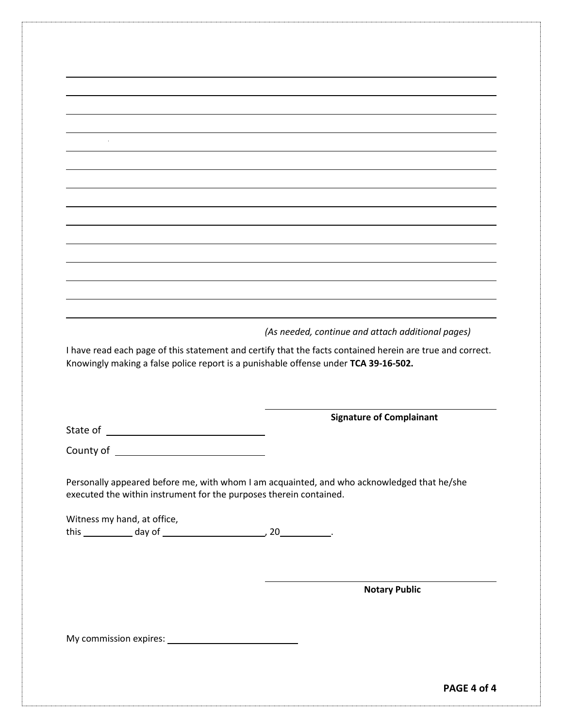*(As needed, continue and attach additional pages)*

I have read each page of this statement and certify that the facts contained herein are true and correct. Knowingly making a false police report is a punishable offense under **TCA 39-16-502.**

______________________________
**Signature of Complainant**

State of ______________________

County of ______________________

Personally appeared before me, with whom I am acquainted, and who acknowledged that he/she executed the within instrument for the purposes therein contained.

Witness my hand, at office,
this __________ day of ____________________, 20__________.

______________________________
**Notary Public**

My commission expires: ______________________